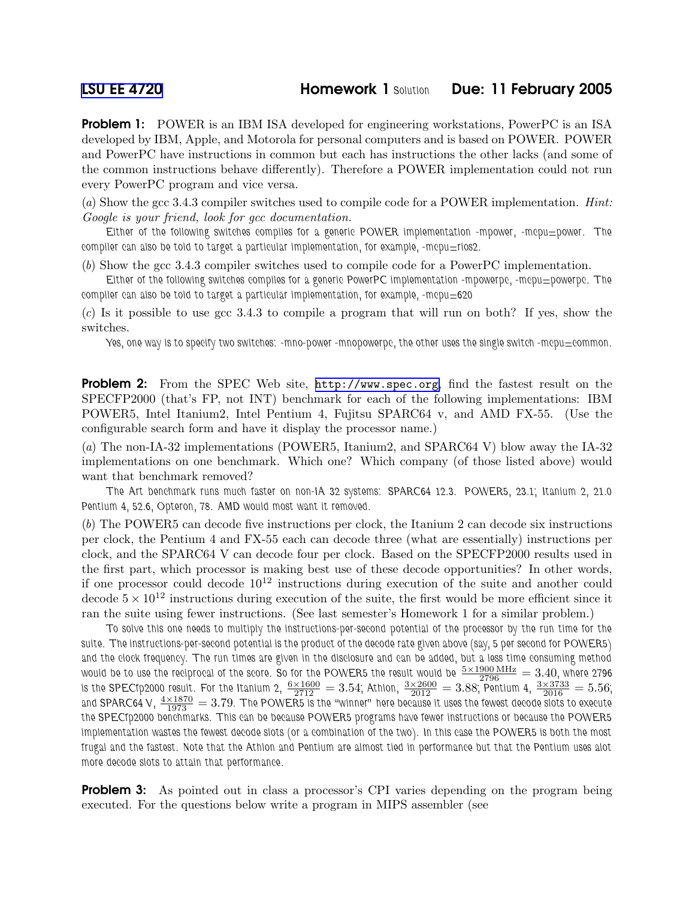# LSU EE 4720 Homework 1 Solution Due: 11 February 2005

**Problem 1:** POWER is an IBM ISA developed for engineering workstations, PowerPC is an ISA developed by IBM, Apple, and Motorola for personal computers and is based on POWER. POWER and PowerPC have instructions in common but each has instructions the other lacks (and some of the common instructions behave differently). Therefore a POWER implementation could not run every PowerPC program and vice versa.

(*a*) Show the gcc 3.4.3 compiler switches used to compile code for a POWER implementation. *Hint: Google is your friend, look for gcc documentation.*

Either of the following switches compiles for a generic POWER implementation -mpower, -mcpu=power. The compiler can also be told to target a particular implementation, for example, -mcpu=rios2.

(*b*) Show the gcc 3.4.3 compiler switches used to compile code for a PowerPC implementation.

Either of the following switches compiles for a generic PowerPC implementation -mpowerpc, -mcpu=powerpc. The compiler can also be told to target a particular implementation, for example, -mcpu=620

(*c*) Is it possible to use gcc 3.4.3 to compile a program that will run on both? If yes, show the switches.

Yes, one way is to specify two switches: -mno-power -mnopowerpc, the other uses the single switch -mcpu=common.

**Problem 2:** From the SPEC Web site, http://www.spec.org, find the fastest result on the SPECFP2000 (that's FP, not INT) benchmark for each of the following implementations: IBM POWER5, Intel Itanium2, Intel Pentium 4, Fujitsu SPARC64 v, and AMD FX-55. (Use the configurable search form and have it display the processor name.)

(*a*) The non-IA-32 implementations (POWER5, Itanium2, and SPARC64 V) blow away the IA-32 implementations on one benchmark. Which one? Which company (of those listed above) would want that benchmark removed?

The Art benchmark runs much faster on non-IA 32 systems: SPARC64 12.3. POWER5, 23.1; Itanium 2, 21.0 Pentium 4, 52.6, Opteron, 78. AMD would most want it removed.

(*b*) The POWER5 can decode five instructions per clock, the Itanium 2 can decode six instructions per clock, the Pentium 4 and FX-55 each can decode three (what are essentially) instructions per clock, and the SPARC64 V can decode four per clock. Based on the SPECFP2000 results used in the first part, which processor is making best use of these decode opportunities? In other words, if one processor could decode $10^{12}$ instructions during execution of the suite and another could decode $5 \times 10^{12}$ instructions during execution of the suite, the first would be more efficient since it ran the suite using fewer instructions. (See last semester's Homework 1 for a similar problem.)

To solve this one needs to multiply the instructions-per-second potential of the processor by the run time for the suite. The instructions-per-second potential is the product of the decode rate given above (say, 5 per second for POWER5) and the clock frequency. The run times are given in the disclosure and can be added, but a less time consuming method would be to use the reciprocal of the score. So for the POWER5 the result would be $\frac{5\times 1900\,\mathrm{MHz}}{2796} = 3.40$, where 2796 is the SPECfp2000 result. For the Itanium 2, $\frac{6\times 1600}{2712} = 3.54$; Athlon, $\frac{3\times 2600}{2012} = 3.88$; Pentium 4, $\frac{3\times 3733}{2016} = 5.56$; and SPARC64 V, $\frac{4\times 1870}{1973} = 3.79$. The POWER5 is the "winner" here because it uses the fewest decode slots to execute the SPECfp2000 benchmarks. This can be because POWER5 programs have fewer instructions or because the POWER5 implementation wastes the fewest decode slots (or a combination of the two). In this case the POWER5 is both the most frugal and the fastest. Note that the Athlon and Pentium are almost tied in performance but that the Pentium uses alot more decode slots to attain that performance.

**Problem 3:** As pointed out in class a processor's CPI varies depending on the program being executed. For the questions below write a program in MIPS assembler (see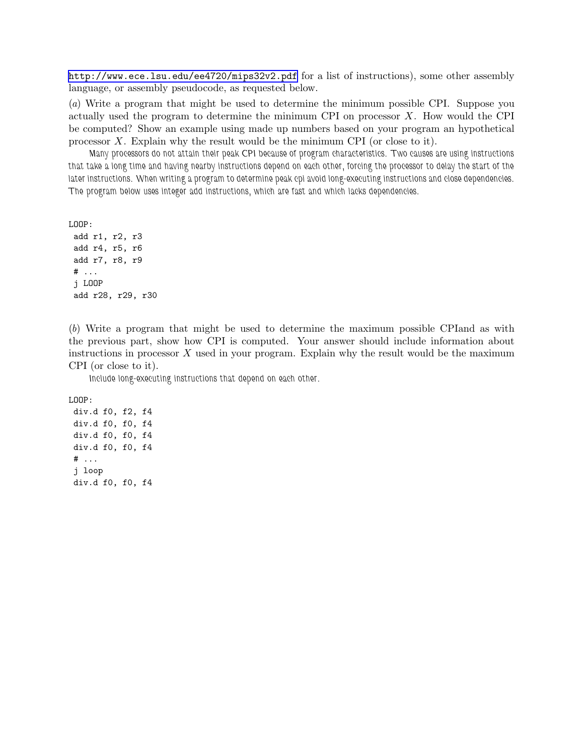http://www.ece.lsu.edu/ee4720/mips32v2.pdf for a list of instructions), some other assembly language, or assembly pseudocode, as requested below.

(*a*) Write a program that might be used to determine the minimum possible CPI. Suppose you actually used the program to determine the minimum CPI on processor $X$. How would the CPI be computed? Show an example using made up numbers based on your program an hypothetical processor $X$. Explain why the result would be the minimum CPI (or close to it).

Many processors do not attain their peak CPI because of program characteristics. Two causes are using instructions that take a long time and having nearby instructions depend on each other, forcing the processor to delay the start of the later instructions. When writing a program to determine peak cpi avoid long-executing instructions and close dependencies. The program below uses integer add instructions, which are fast and which lacks dependencies.

```
LOOP:
 add r1, r2, r3
 add r4, r5, r6
 add r7, r8, r9
 # ...
 j LOOP
 add r28, r29, r30
```

(*b*) Write a program that might be used to determine the maximum possible CPIand as with the previous part, show how CPI is computed. Your answer should include information about instructions in processor $X$ used in your program. Explain why the result would be the maximum CPI (or close to it).

Include long-executing instructions that depend on each other.

```
LOOP:
 div.d f0, f2, f4
 div.d f0, f0, f4
 div.d f0, f0, f4
 div.d f0, f0, f4
 # ...
 j loop
 div.d f0, f0, f4
```